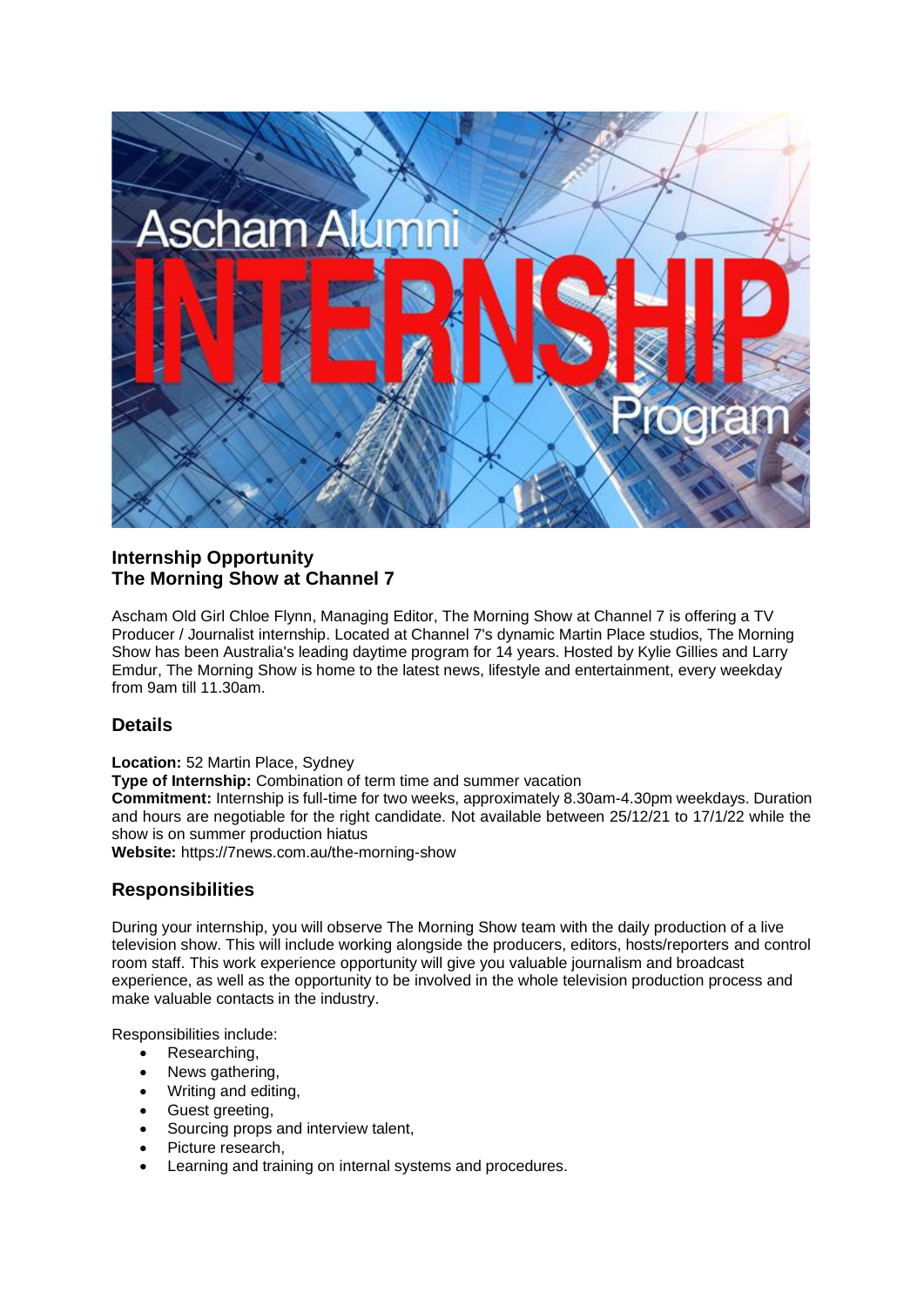## Internship Opportunity
## The Morning Show at Channel 7

Ascham Old Girl Chloe Flynn, Managing Editor, The Morning Show at Channel 7 is offering a TV Producer / Journalist internship. Located at Channel 7's dynamic Martin Place studios, The Morning Show has been Australia's leading daytime program for 14 years. Hosted by Kylie Gillies and Larry Emdur, The Morning Show is home to the latest news, lifestyle and entertainment, every weekday from 9am till 11.30am.

## Details

**Location:** 52 Martin Place, Sydney
**Type of Internship:** Combination of term time and summer vacation
**Commitment:** Internship is full-time for two weeks, approximately 8.30am-4.30pm weekdays. Duration and hours are negotiable for the right candidate. Not available between 25/12/21 to 17/1/22 while the show is on summer production hiatus
**Website:** https://7news.com.au/the-morning-show

## Responsibilities

During your internship, you will observe The Morning Show team with the daily production of a live television show. This will include working alongside the producers, editors, hosts/reporters and control room staff. This work experience opportunity will give you valuable journalism and broadcast experience, as well as the opportunity to be involved in the whole television production process and make valuable contacts in the industry.

Responsibilities include:

- Researching,
- News gathering,
- Writing and editing,
- Guest greeting,
- Sourcing props and interview talent,
- Picture research,
- Learning and training on internal systems and procedures.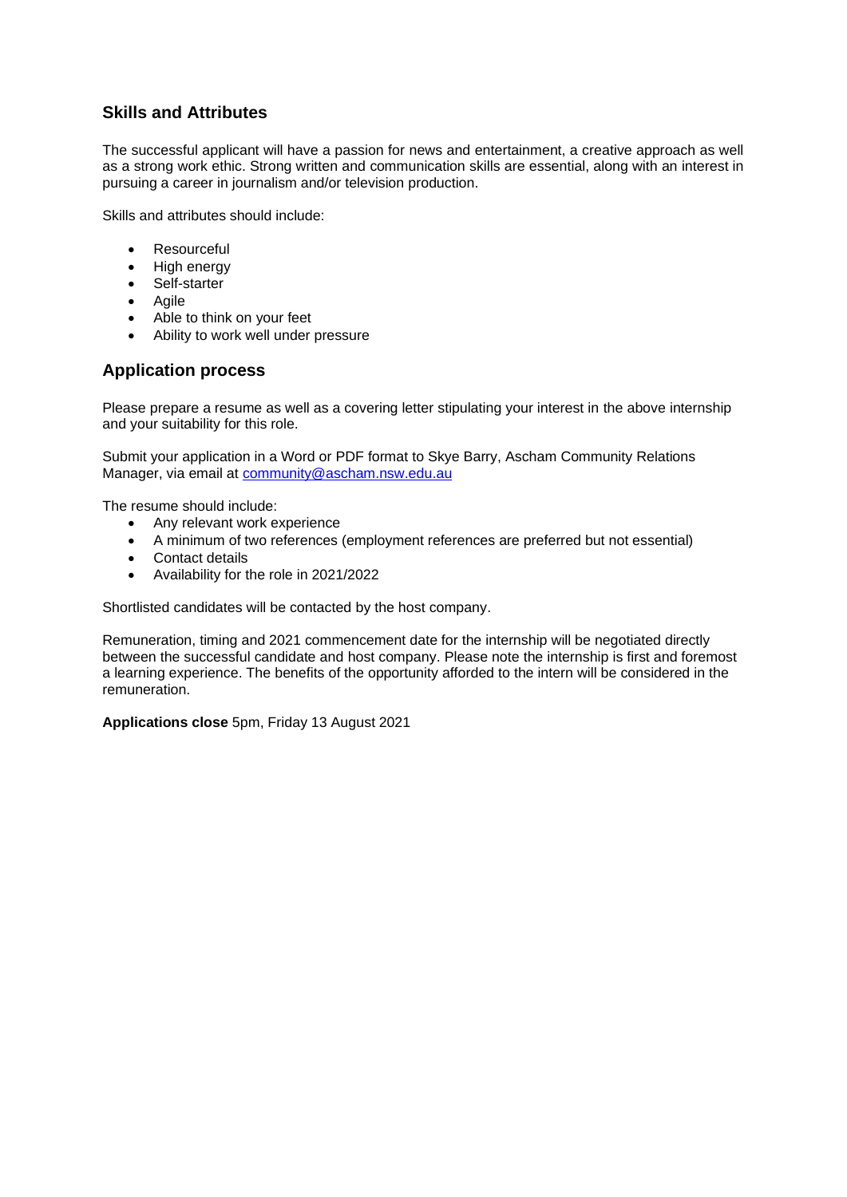## Skills and Attributes

The successful applicant will have a passion for news and entertainment, a creative approach as well as a strong work ethic. Strong written and communication skills are essential, along with an interest in pursuing a career in journalism and/or television production.

Skills and attributes should include:

- Resourceful
- High energy
- Self-starter
- Agile
- Able to think on your feet
- Ability to work well under pressure

## Application process

Please prepare a resume as well as a covering letter stipulating your interest in the above internship and your suitability for this role.

Submit your application in a Word or PDF format to Skye Barry, Ascham Community Relations Manager, via email at community@ascham.nsw.edu.au

The resume should include:

- Any relevant work experience
- A minimum of two references (employment references are preferred but not essential)
- Contact details
- Availability for the role in 2021/2022

Shortlisted candidates will be contacted by the host company.

Remuneration, timing and 2021 commencement date for the internship will be negotiated directly between the successful candidate and host company. Please note the internship is first and foremost a learning experience. The benefits of the opportunity afforded to the intern will be considered in the remuneration.

**Applications close** 5pm, Friday 13 August 2021